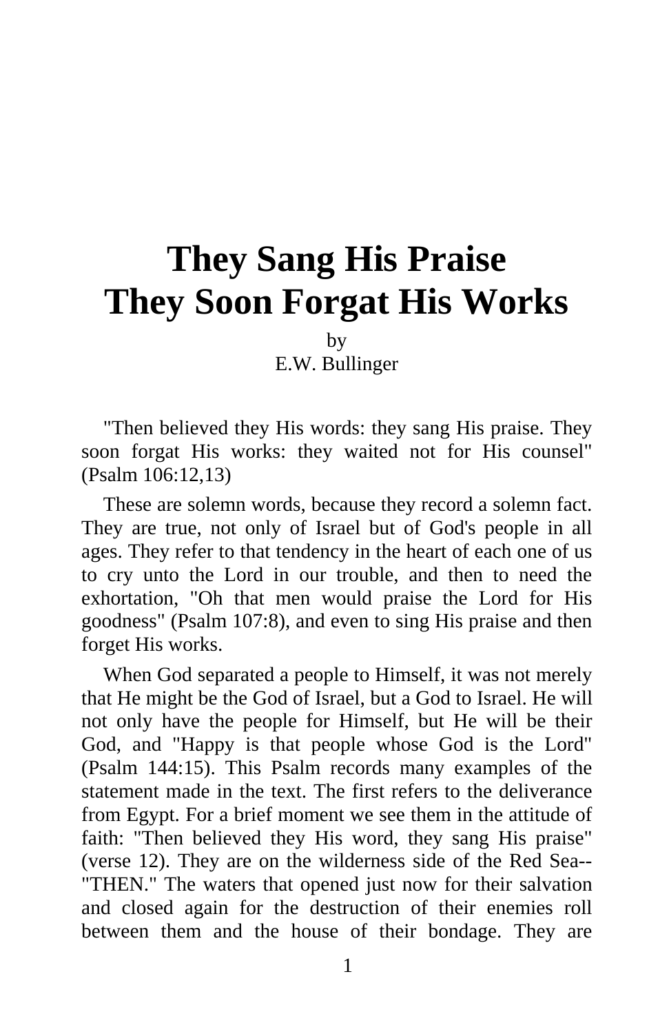# They Sang His Praise
# They Soon Forgat His Works

by
E.W. Bullinger

"Then believed they His words: they sang His praise. They soon forgat His works: they waited not for His counsel" (Psalm 106:12,13)

These are solemn words, because they record a solemn fact. They are true, not only of Israel but of God's people in all ages. They refer to that tendency in the heart of each one of us to cry unto the Lord in our trouble, and then to need the exhortation, "Oh that men would praise the Lord for His goodness" (Psalm 107:8), and even to sing His praise and then forget His works.

When God separated a people to Himself, it was not merely that He might be the God of Israel, but a God to Israel. He will not only have the people for Himself, but He will be their God, and "Happy is that people whose God is the Lord" (Psalm 144:15). This Psalm records many examples of the statement made in the text. The first refers to the deliverance from Egypt. For a brief moment we see them in the attitude of faith: "Then believed they His word, they sang His praise" (verse 12). They are on the wilderness side of the Red Sea--"THEN." The waters that opened just now for their salvation and closed again for the destruction of their enemies roll between them and the house of their bondage. They are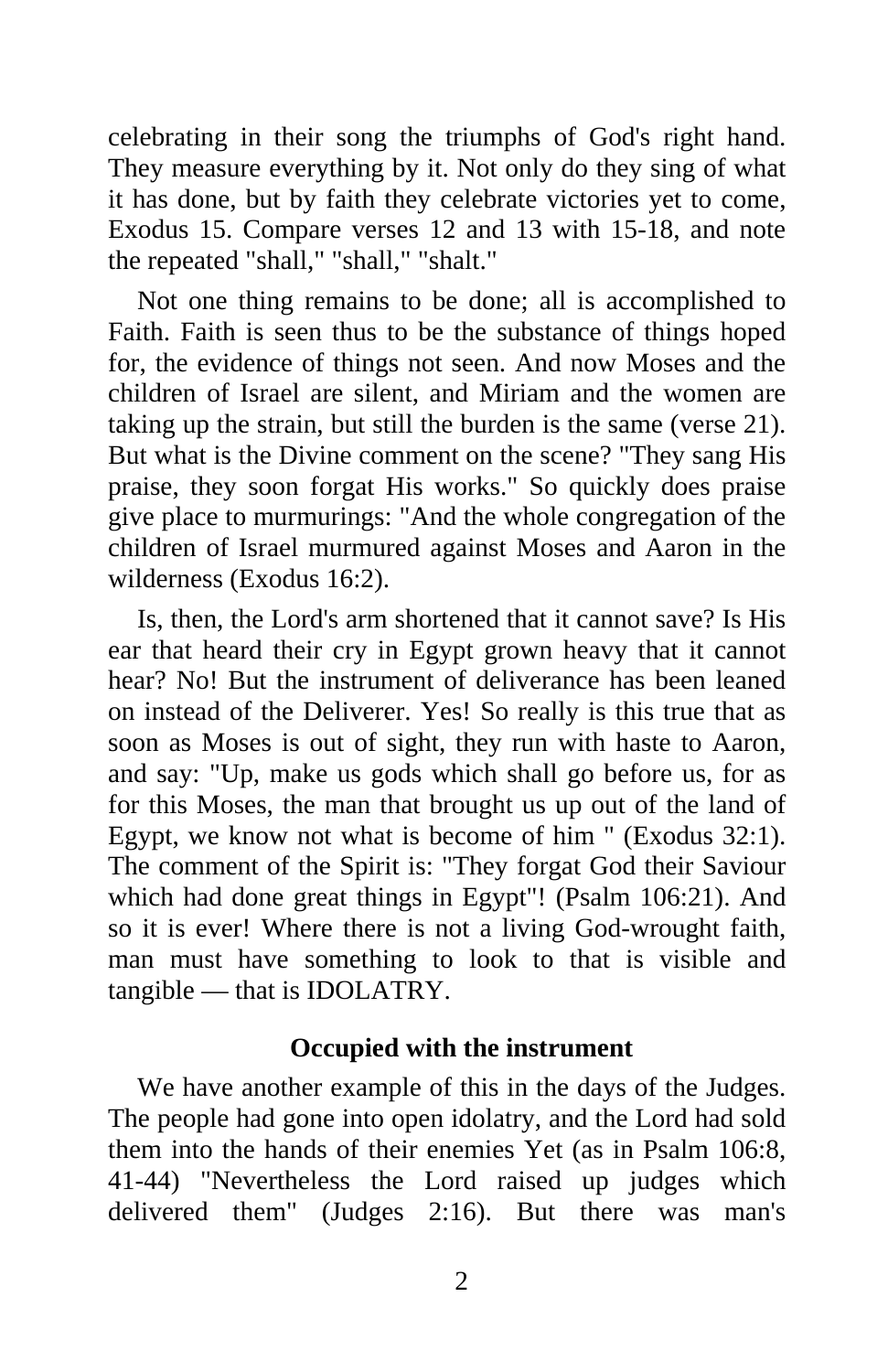celebrating in their song the triumphs of God's right hand. They measure everything by it. Not only do they sing of what it has done, but by faith they celebrate victories yet to come, Exodus 15. Compare verses 12 and 13 with 15-18, and note the repeated "shall," "shall," "shalt."

Not one thing remains to be done; all is accomplished to Faith. Faith is seen thus to be the substance of things hoped for, the evidence of things not seen. And now Moses and the children of Israel are silent, and Miriam and the women are taking up the strain, but still the burden is the same (verse 21). But what is the Divine comment on the scene? "They sang His praise, they soon forgat His works." So quickly does praise give place to murmurings: "And the whole congregation of the children of Israel murmured against Moses and Aaron in the wilderness (Exodus 16:2).

Is, then, the Lord's arm shortened that it cannot save? Is His ear that heard their cry in Egypt grown heavy that it cannot hear? No! But the instrument of deliverance has been leaned on instead of the Deliverer. Yes! So really is this true that as soon as Moses is out of sight, they run with haste to Aaron, and say: "Up, make us gods which shall go before us, for as for this Moses, the man that brought us up out of the land of Egypt, we know not what is become of him " (Exodus 32:1). The comment of the Spirit is: "They forgat God their Saviour which had done great things in Egypt"! (Psalm 106:21). And so it is ever! Where there is not a living God-wrought faith, man must have something to look to that is visible and tangible — that is IDOLATRY.

### Occupied with the instrument

We have another example of this in the days of the Judges. The people had gone into open idolatry, and the Lord had sold them into the hands of their enemies Yet (as in Psalm 106:8, 41-44) "Nevertheless the Lord raised up judges which delivered them" (Judges 2:16). But there was man's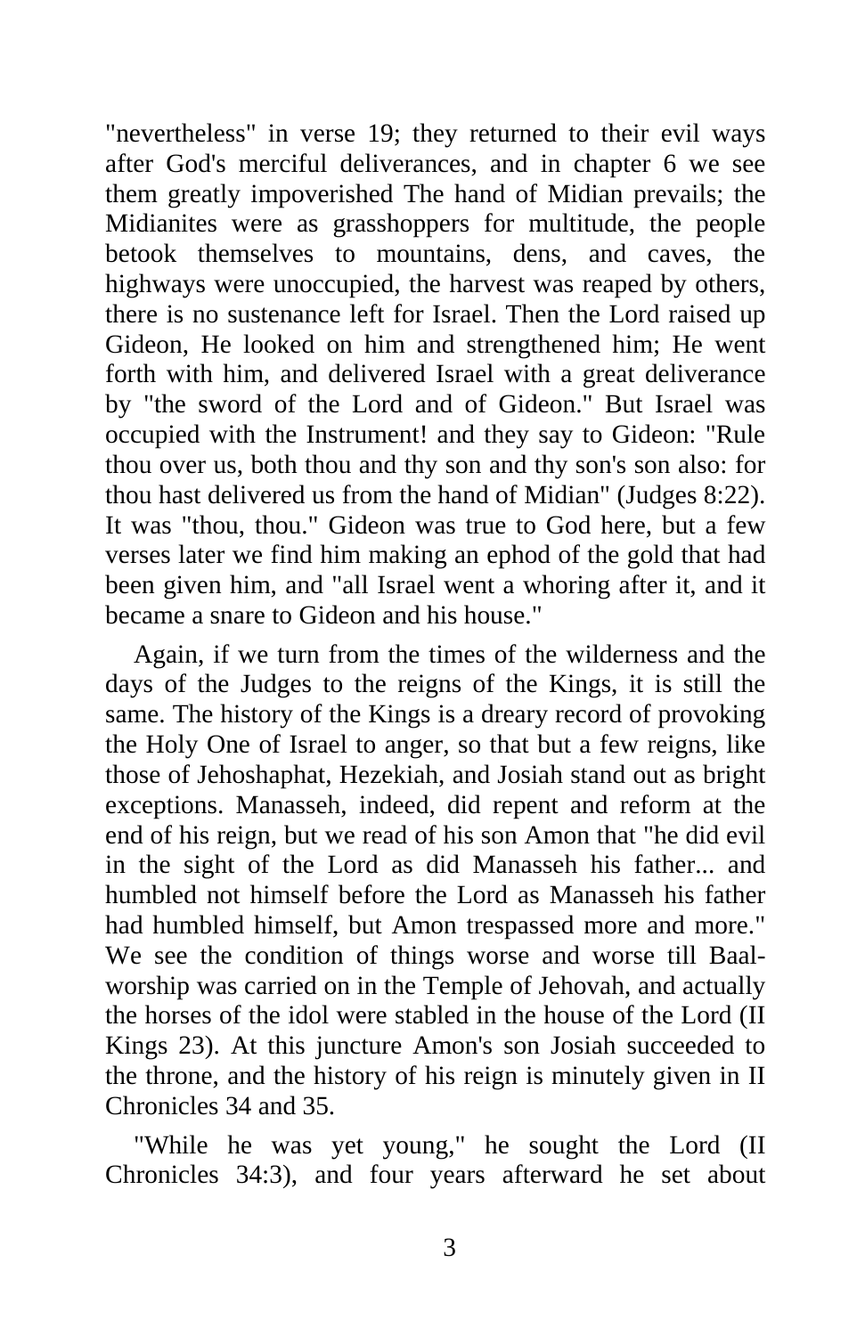"nevertheless" in verse 19; they returned to their evil ways after God's merciful deliverances, and in chapter 6 we see them greatly impoverished The hand of Midian prevails; the Midianites were as grasshoppers for multitude, the people betook themselves to mountains, dens, and caves, the highways were unoccupied, the harvest was reaped by others, there is no sustenance left for Israel. Then the Lord raised up Gideon, He looked on him and strengthened him; He went forth with him, and delivered Israel with a great deliverance by "the sword of the Lord and of Gideon." But Israel was occupied with the Instrument! and they say to Gideon: "Rule thou over us, both thou and thy son and thy son's son also: for thou hast delivered us from the hand of Midian" (Judges 8:22). It was "thou, thou." Gideon was true to God here, but a few verses later we find him making an ephod of the gold that had been given him, and "all Israel went a whoring after it, and it became a snare to Gideon and his house."

Again, if we turn from the times of the wilderness and the days of the Judges to the reigns of the Kings, it is still the same. The history of the Kings is a dreary record of provoking the Holy One of Israel to anger, so that but a few reigns, like those of Jehoshaphat, Hezekiah, and Josiah stand out as bright exceptions. Manasseh, indeed, did repent and reform at the end of his reign, but we read of his son Amon that "he did evil in the sight of the Lord as did Manasseh his father... and humbled not himself before the Lord as Manasseh his father had humbled himself, but Amon trespassed more and more." We see the condition of things worse and worse till Baal-worship was carried on in the Temple of Jehovah, and actually the horses of the idol were stabled in the house of the Lord (II Kings 23). At this juncture Amon's son Josiah succeeded to the throne, and the history of his reign is minutely given in II Chronicles 34 and 35.

"While he was yet young," he sought the Lord (II Chronicles 34:3), and four years afterward he set about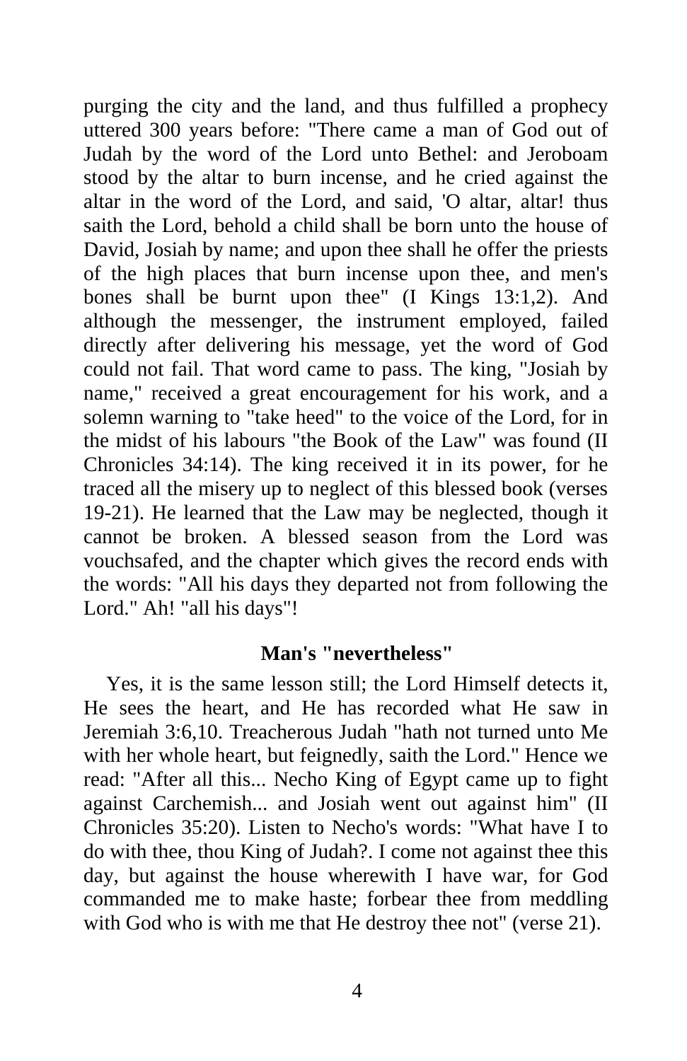purging the city and the land, and thus fulfilled a prophecy uttered 300 years before: "There came a man of God out of Judah by the word of the Lord unto Bethel: and Jeroboam stood by the altar to burn incense, and he cried against the altar in the word of the Lord, and said, 'O altar, altar! thus saith the Lord, behold a child shall be born unto the house of David, Josiah by name; and upon thee shall he offer the priests of the high places that burn incense upon thee, and men's bones shall be burnt upon thee" (I Kings 13:1,2). And although the messenger, the instrument employed, failed directly after delivering his message, yet the word of God could not fail. That word came to pass. The king, "Josiah by name," received a great encouragement for his work, and a solemn warning to "take heed" to the voice of the Lord, for in the midst of his labours "the Book of the Law" was found (II Chronicles 34:14). The king received it in its power, for he traced all the misery up to neglect of this blessed book (verses 19-21). He learned that the Law may be neglected, though it cannot be broken. A blessed season from the Lord was vouchsafed, and the chapter which gives the record ends with the words: "All his days they departed not from following the Lord." Ah! "all his days"!

### Man's "nevertheless"

Yes, it is the same lesson still; the Lord Himself detects it, He sees the heart, and He has recorded what He saw in Jeremiah 3:6,10. Treacherous Judah "hath not turned unto Me with her whole heart, but feignedly, saith the Lord." Hence we read: "After all this... Necho King of Egypt came up to fight against Carchemish... and Josiah went out against him" (II Chronicles 35:20). Listen to Necho's words: "What have I to do with thee, thou King of Judah?. I come not against thee this day, but against the house wherewith I have war, for God commanded me to make haste; forbear thee from meddling with God who is with me that He destroy thee not" (verse 21).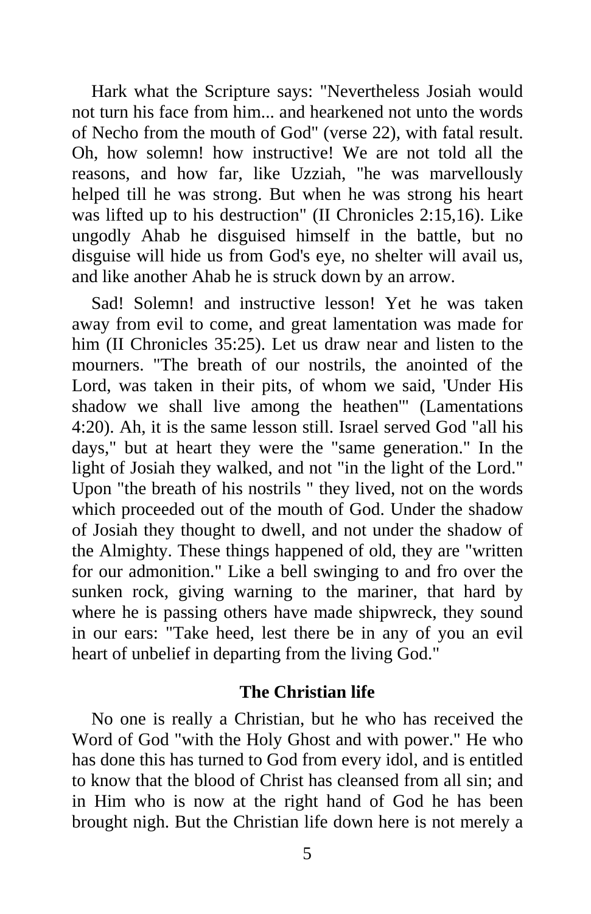Hark what the Scripture says: "Nevertheless Josiah would not turn his face from him... and hearkened not unto the words of Necho from the mouth of God" (verse 22), with fatal result. Oh, how solemn! how instructive! We are not told all the reasons, and how far, like Uzziah, "he was marvellously helped till he was strong. But when he was strong his heart was lifted up to his destruction" (II Chronicles 2:15,16). Like ungodly Ahab he disguised himself in the battle, but no disguise will hide us from God's eye, no shelter will avail us, and like another Ahab he is struck down by an arrow.

Sad! Solemn! and instructive lesson! Yet he was taken away from evil to come, and great lamentation was made for him (II Chronicles 35:25). Let us draw near and listen to the mourners. "The breath of our nostrils, the anointed of the Lord, was taken in their pits, of whom we said, 'Under His shadow we shall live among the heathen'" (Lamentations 4:20). Ah, it is the same lesson still. Israel served God "all his days," but at heart they were the "same generation." In the light of Josiah they walked, and not "in the light of the Lord." Upon "the breath of his nostrils " they lived, not on the words which proceeded out of the mouth of God. Under the shadow of Josiah they thought to dwell, and not under the shadow of the Almighty. These things happened of old, they are "written for our admonition." Like a bell swinging to and fro over the sunken rock, giving warning to the mariner, that hard by where he is passing others have made shipwreck, they sound in our ears: "Take heed, lest there be in any of you an evil heart of unbelief in departing from the living God."

## The Christian life

No one is really a Christian, but he who has received the Word of God "with the Holy Ghost and with power." He who has done this has turned to God from every idol, and is entitled to know that the blood of Christ has cleansed from all sin; and in Him who is now at the right hand of God he has been brought nigh. But the Christian life down here is not merely a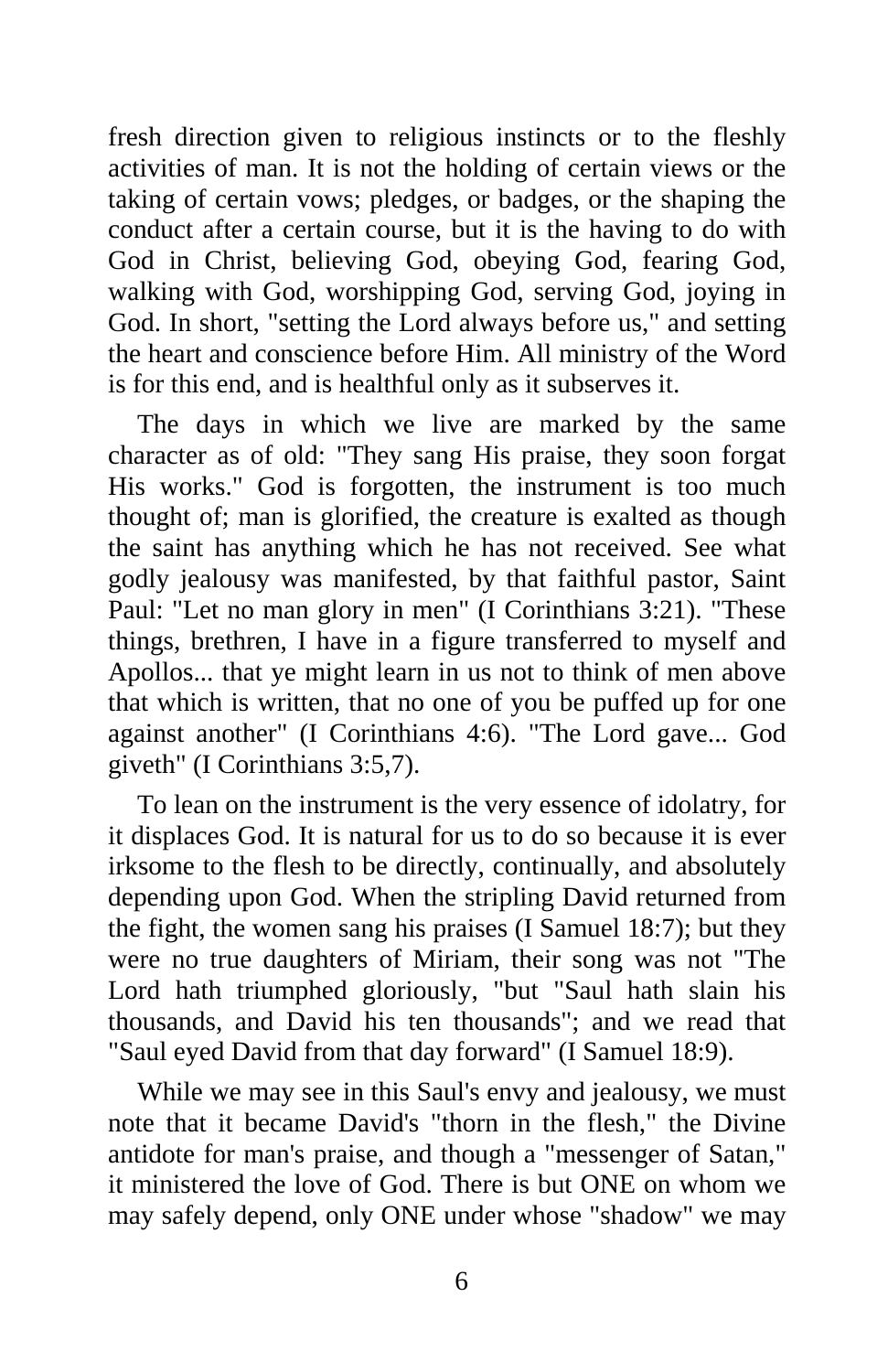fresh direction given to religious instincts or to the fleshly activities of man. It is not the holding of certain views or the taking of certain vows; pledges, or badges, or the shaping the conduct after a certain course, but it is the having to do with God in Christ, believing God, obeying God, fearing God, walking with God, worshipping God, serving God, joying in God. In short, "setting the Lord always before us," and setting the heart and conscience before Him. All ministry of the Word is for this end, and is healthful only as it subserves it.

The days in which we live are marked by the same character as of old: "They sang His praise, they soon forgat His works." God is forgotten, the instrument is too much thought of; man is glorified, the creature is exalted as though the saint has anything which he has not received. See what godly jealousy was manifested, by that faithful pastor, Saint Paul: "Let no man glory in men" (I Corinthians 3:21). "These things, brethren, I have in a figure transferred to myself and Apollos... that ye might learn in us not to think of men above that which is written, that no one of you be puffed up for one against another" (I Corinthians 4:6). "The Lord gave... God giveth" (I Corinthians 3:5,7).

To lean on the instrument is the very essence of idolatry, for it displaces God. It is natural for us to do so because it is ever irksome to the flesh to be directly, continually, and absolutely depending upon God. When the stripling David returned from the fight, the women sang his praises (I Samuel 18:7); but they were no true daughters of Miriam, their song was not "The Lord hath triumphed gloriously, "but "Saul hath slain his thousands, and David his ten thousands"; and we read that "Saul eyed David from that day forward" (I Samuel 18:9).

While we may see in this Saul's envy and jealousy, we must note that it became David's "thorn in the flesh," the Divine antidote for man's praise, and though a "messenger of Satan," it ministered the love of God. There is but ONE on whom we may safely depend, only ONE under whose "shadow" we may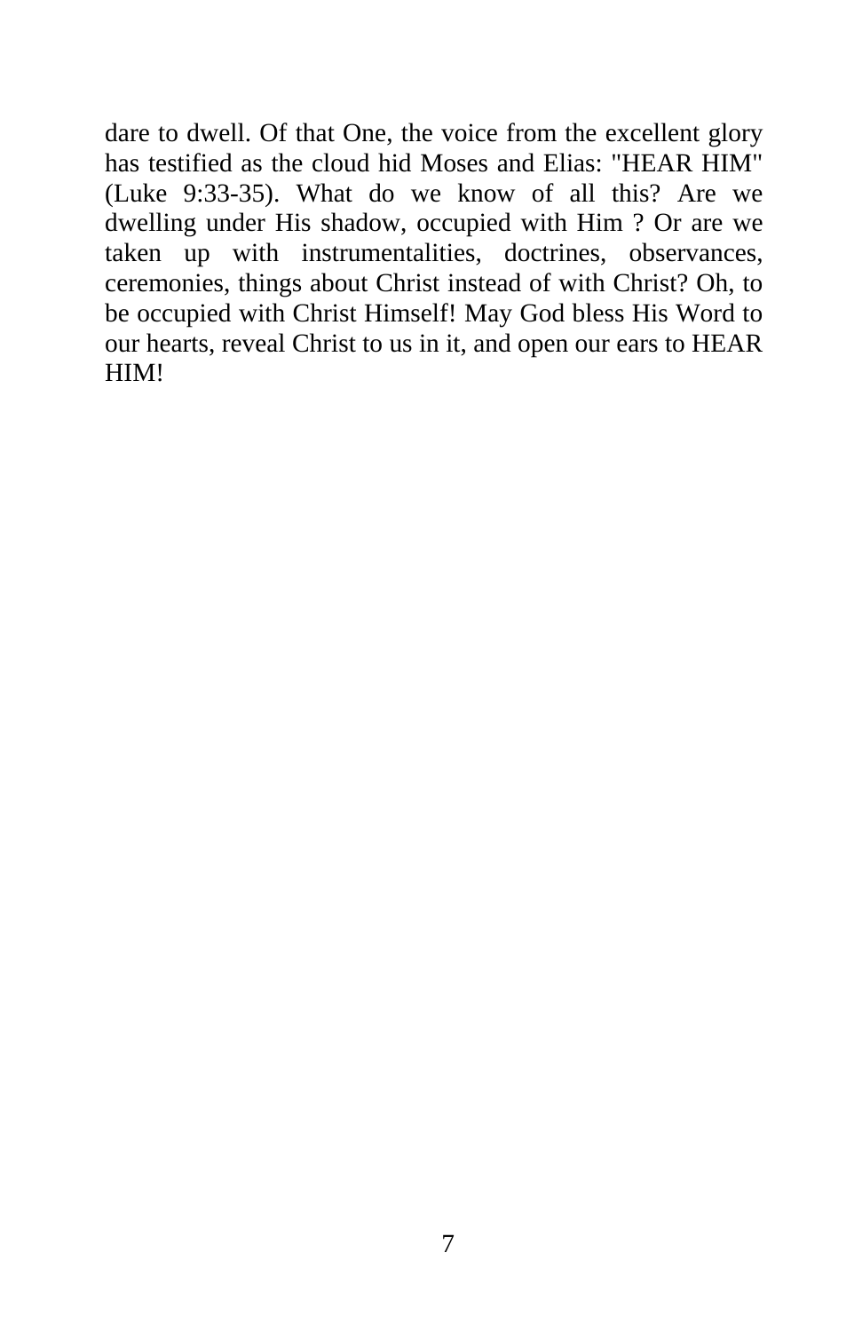dare to dwell. Of that One, the voice from the excellent glory has testified as the cloud hid Moses and Elias: "HEAR HIM" (Luke 9:33-35). What do we know of all this? Are we dwelling under His shadow, occupied with Him ? Or are we taken up with instrumentalities, doctrines, observances, ceremonies, things about Christ instead of with Christ? Oh, to be occupied with Christ Himself! May God bless His Word to our hearts, reveal Christ to us in it, and open our ears to HEAR HIM!